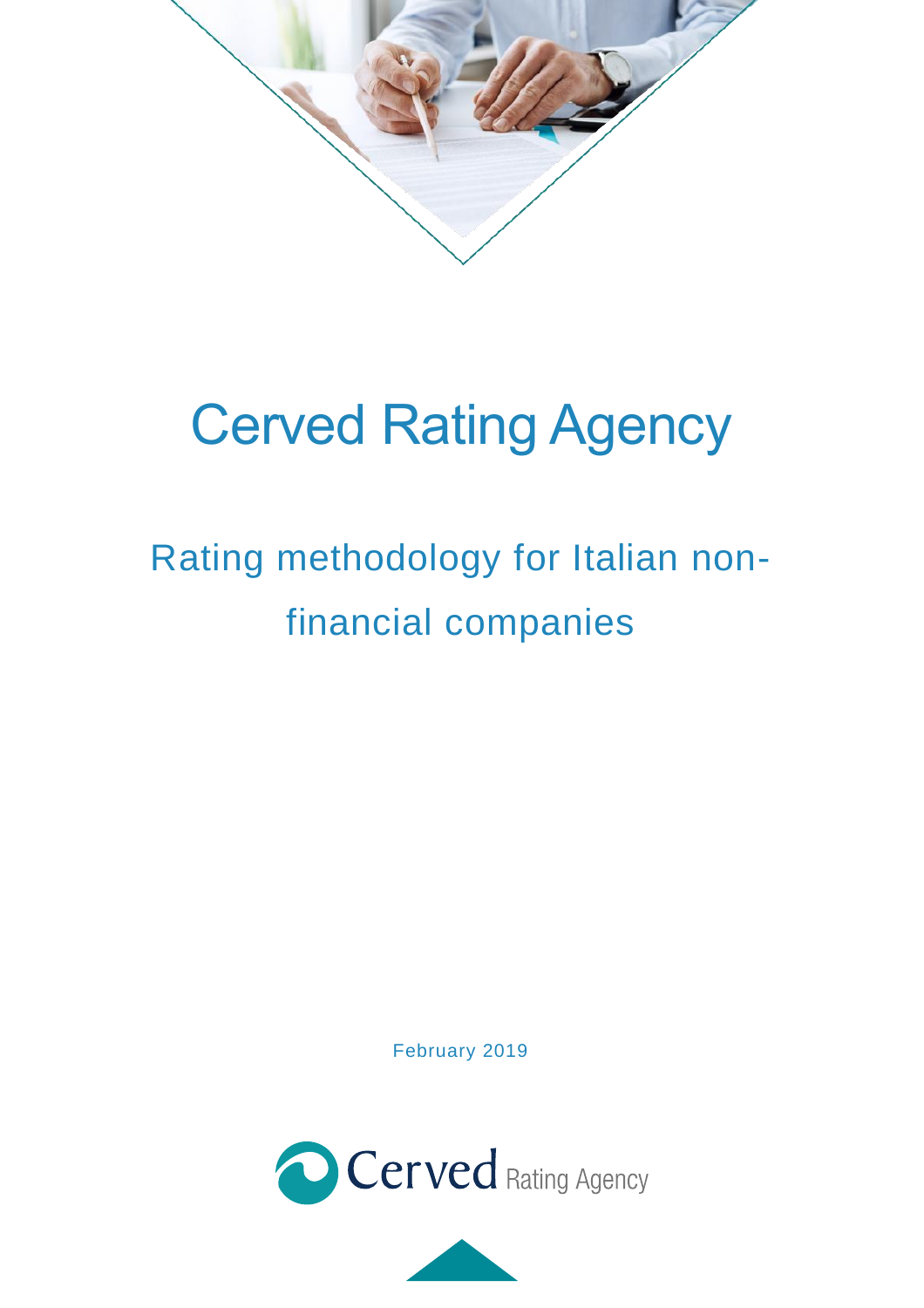# Cerved Rating Agency

## Rating methodology for Italian non-financial companies

February 2019

Cerved Rating Agency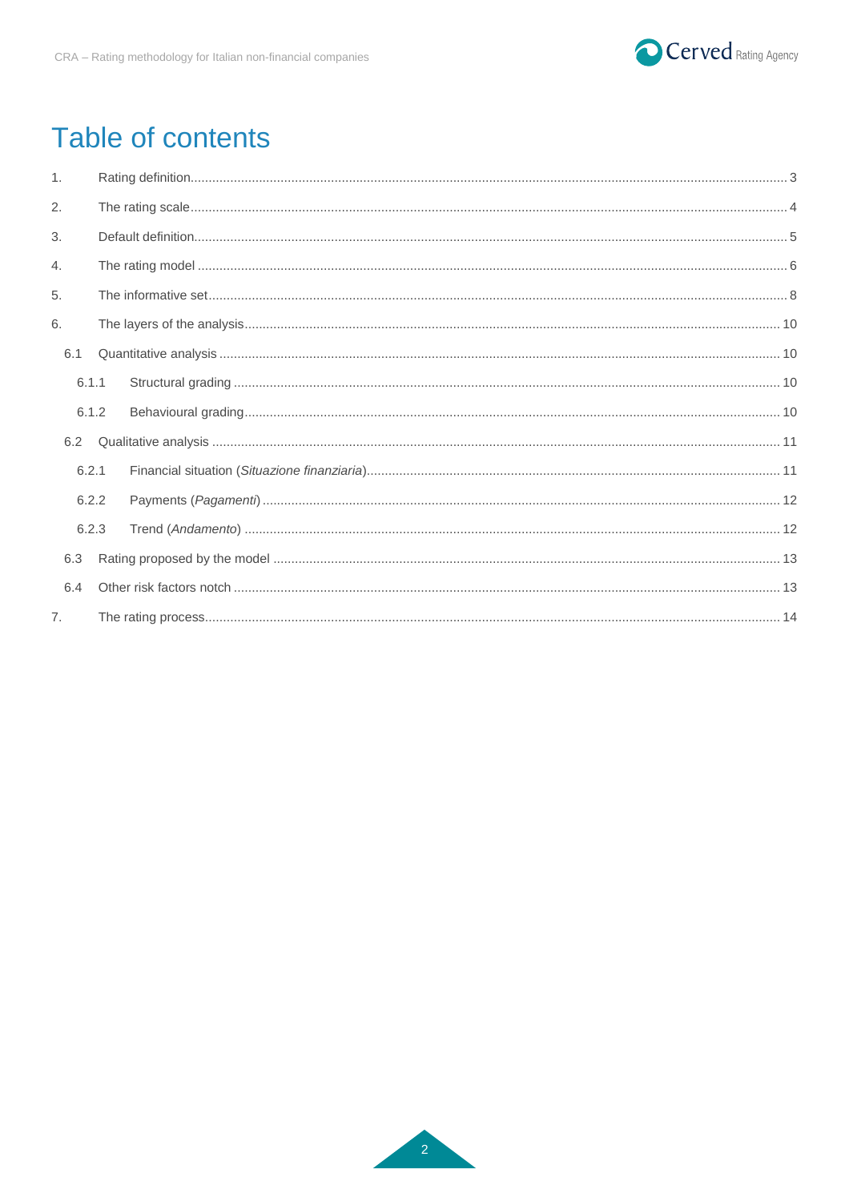# Table of contents

1. Rating definition ... 3
2. The rating scale ... 4
3. Default definition ... 5
4. The rating model ... 6
5. The informative set ... 8
6. The layers of the analysis ... 10
   - 6.1 Quantitative analysis ... 10
     - 6.1.1 Structural grading ... 10
     - 6.1.2 Behavioural grading ... 10
   - 6.2 Qualitative analysis ... 11
     - 6.2.1 Financial situation (*Situazione finanziaria*) ... 11
     - 6.2.2 Payments (*Pagamenti*) ... 12
     - 6.2.3 Trend (*Andamento*) ... 12
   - 6.3 Rating proposed by the model ... 13
   - 6.4 Other risk factors notch ... 13
7. The rating process ... 14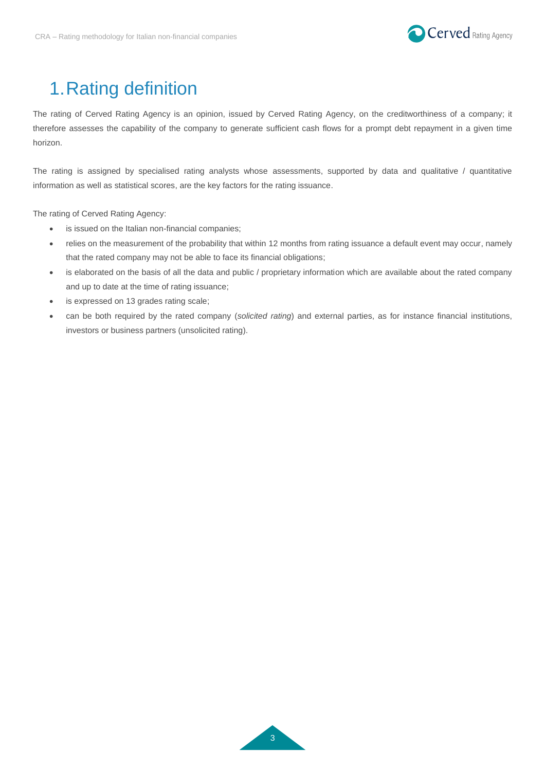# 1. Rating definition

The rating of Cerved Rating Agency is an opinion, issued by Cerved Rating Agency, on the creditworthiness of a company; it therefore assesses the capability of the company to generate sufficient cash flows for a prompt debt repayment in a given time horizon.

The rating is assigned by specialised rating analysts whose assessments, supported by data and qualitative / quantitative information as well as statistical scores, are the key factors for the rating issuance.

The rating of Cerved Rating Agency:

- is issued on the Italian non-financial companies;
- relies on the measurement of the probability that within 12 months from rating issuance a default event may occur, namely that the rated company may not be able to face its financial obligations;
- is elaborated on the basis of all the data and public / proprietary information which are available about the rated company and up to date at the time of rating issuance;
- is expressed on 13 grades rating scale;
- can be both required by the rated company (*solicited rating*) and external parties, as for instance financial institutions, investors or business partners (unsolicited rating).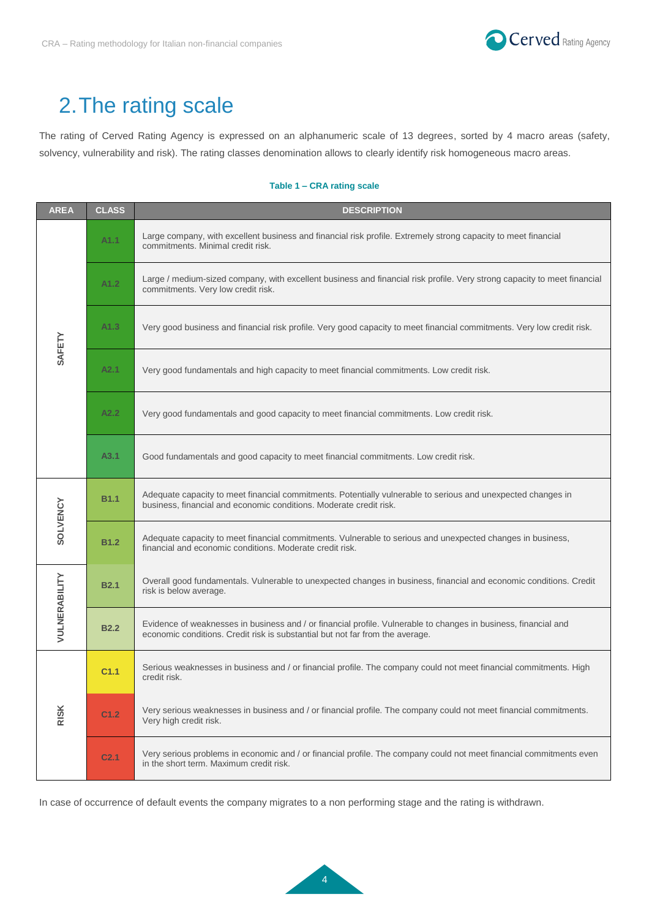# 2. The rating scale

The rating of Cerved Rating Agency is expressed on an alphanumeric scale of 13 degrees, sorted by 4 macro areas (safety, solvency, vulnerability and risk). The rating classes denomination allows to clearly identify risk homogeneous macro areas.

**Table 1 – CRA rating scale**

| AREA | CLASS | DESCRIPTION |
|---|---|---|
| SAFETY | A1.1 | Large company, with excellent business and financial risk profile. Extremely strong capacity to meet financial commitments. Minimal credit risk. |
| | A1.2 | Large / medium-sized company, with excellent business and financial risk profile. Very strong capacity to meet financial commitments. Very low credit risk. |
| | A1.3 | Very good business and financial risk profile. Very good capacity to meet financial commitments. Very low credit risk. |
| | A2.1 | Very good fundamentals and high capacity to meet financial commitments. Low credit risk. |
| | A2.2 | Very good fundamentals and good capacity to meet financial commitments. Low credit risk. |
| | A3.1 | Good fundamentals and good capacity to meet financial commitments. Low credit risk. |
| SOLVENCY | B1.1 | Adequate capacity to meet financial commitments. Potentially vulnerable to serious and unexpected changes in business, financial and economic conditions. Moderate credit risk. |
| | B1.2 | Adequate capacity to meet financial commitments. Vulnerable to serious and unexpected changes in business, financial and economic conditions. Moderate credit risk. |
| VULNERABILITY | B2.1 | Overall good fundamentals. Vulnerable to unexpected changes in business, financial and economic conditions. Credit risk is below average. |
| | B2.2 | Evidence of weaknesses in business and / or financial profile. Vulnerable to changes in business, financial and economic conditions. Credit risk is substantial but not far from the average. |
| RISK | C1.1 | Serious weaknesses in business and / or financial profile. The company could not meet financial commitments. High credit risk. |
| | C1.2 | Very serious weaknesses in business and / or financial profile. The company could not meet financial commitments. Very high credit risk. |
| | C2.1 | Very serious problems in economic and / or financial profile. The company could not meet financial commitments even in the short term. Maximum credit risk. |

In case of occurrence of default events the company migrates to a non performing stage and the rating is withdrawn.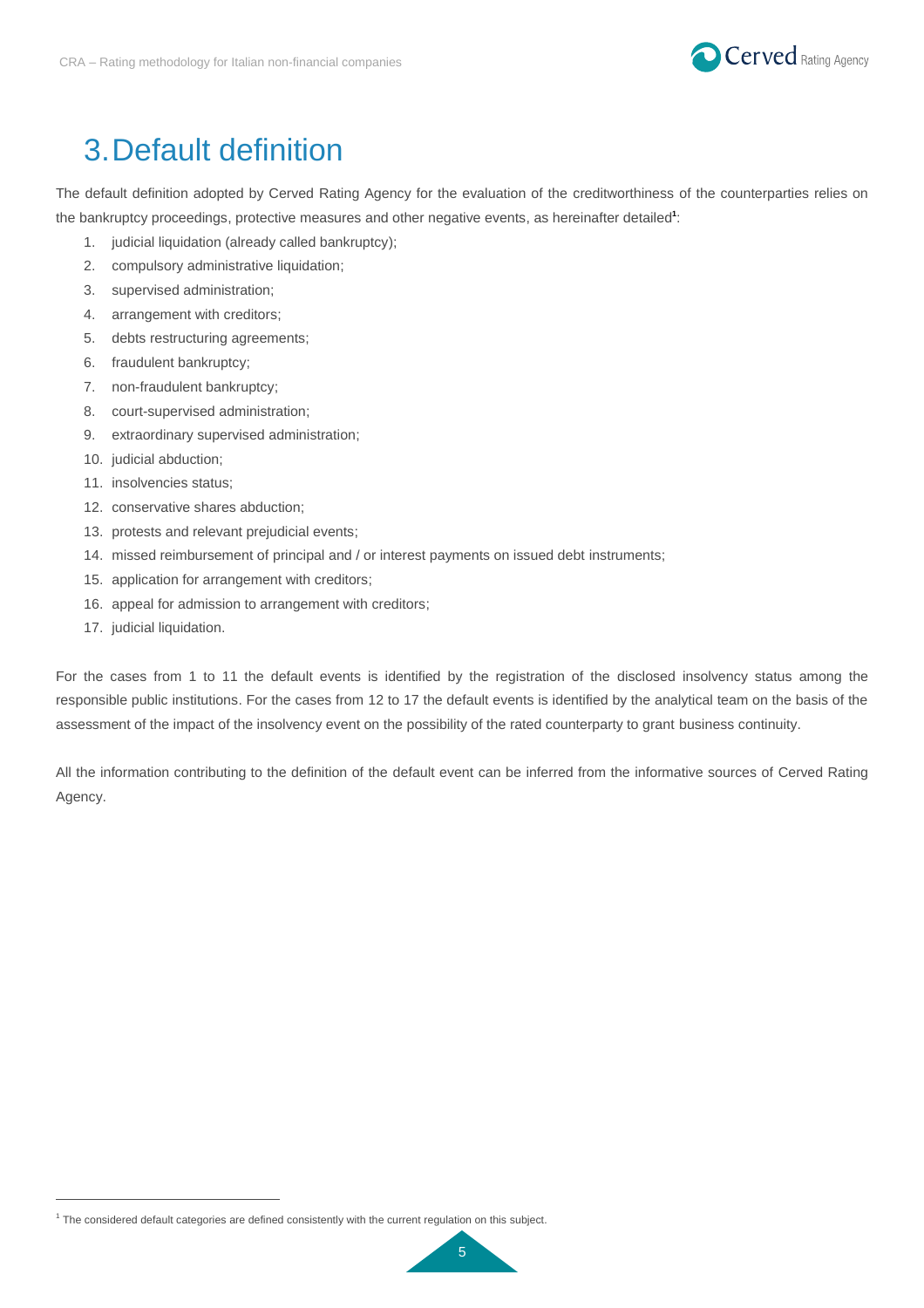# 3. Default definition

The default definition adopted by Cerved Rating Agency for the evaluation of the creditworthiness of the counterparties relies on the bankruptcy proceedings, protective measures and other negative events, as hereinafter detailed[1]:

1. judicial liquidation (already called bankruptcy);
2. compulsory administrative liquidation;
3. supervised administration;
4. arrangement with creditors;
5. debts restructuring agreements;
6. fraudulent bankruptcy;
7. non-fraudulent bankruptcy;
8. court-supervised administration;
9. extraordinary supervised administration;
10. judicial abduction;
11. insolvencies status;
12. conservative shares abduction;
13. protests and relevant prejudicial events;
14. missed reimbursement of principal and / or interest payments on issued debt instruments;
15. application for arrangement with creditors;
16. appeal for admission to arrangement with creditors;
17. judicial liquidation.

For the cases from 1 to 11 the default events is identified by the registration of the disclosed insolvency status among the responsible public institutions. For the cases from 12 to 17 the default events is identified by the analytical team on the basis of the assessment of the impact of the insolvency event on the possibility of the rated counterparty to grant business continuity.

All the information contributing to the definition of the default event can be inferred from the informative sources of Cerved Rating Agency.

[1] The considered default categories are defined consistently with the current regulation on this subject.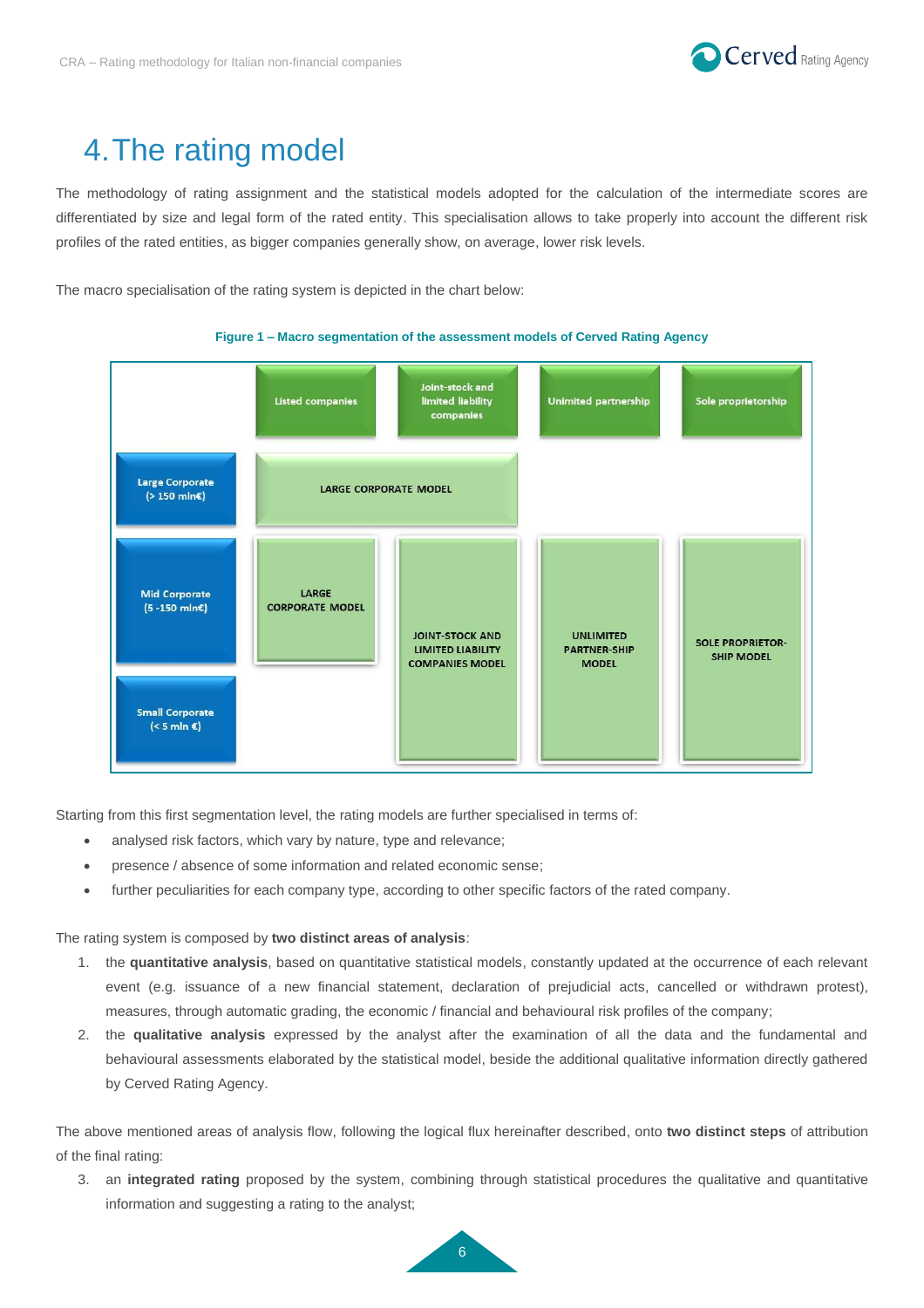# 4. The rating model

The methodology of rating assignment and the statistical models adopted for the calculation of the intermediate scores are differentiated by size and legal form of the rated entity. This specialisation allows to take properly into account the different risk profiles of the rated entities, as bigger companies generally show, on average, lower risk levels.

The macro specialisation of the rating system is depicted in the chart below:

**Figure 1 – Macro segmentation of the assessment models of Cerved Rating Agency**

| | Listed companies | Joint-stock and limited liability companies | Unlimited partnership | Sole proprietorship |
|---|---|---|---|---|
| Large Corporate (> 150 mln€) | LARGE CORPORATE MODEL | | | |
| Mid Corporate (5 -150 mln€) | LARGE CORPORATE MODEL | JOINT-STOCK AND LIMITED LIABILITY COMPANIES MODEL | UNLIMITED PARTNER-SHIP MODEL | SOLE PROPRIETOR-SHIP MODEL |
| Small Corporate (< 5 mln €) | | | | |

Starting from this first segmentation level, the rating models are further specialised in terms of:

- analysed risk factors, which vary by nature, type and relevance;
- presence / absence of some information and related economic sense;
- further peculiarities for each company type, according to other specific factors of the rated company.

The rating system is composed by **two distinct areas of analysis**:

1. the **quantitative analysis**, based on quantitative statistical models, constantly updated at the occurrence of each relevant event (e.g. issuance of a new financial statement, declaration of prejudicial acts, cancelled or withdrawn protest), measures, through automatic grading, the economic / financial and behavioural risk profiles of the company;
2. the **qualitative analysis** expressed by the analyst after the examination of all the data and the fundamental and behavioural assessments elaborated by the statistical model, beside the additional qualitative information directly gathered by Cerved Rating Agency.

The above mentioned areas of analysis flow, following the logical flux hereinafter described, onto **two distinct steps** of attribution of the final rating:

3. an **integrated rating** proposed by the system, combining through statistical procedures the qualitative and quantitative information and suggesting a rating to the analyst;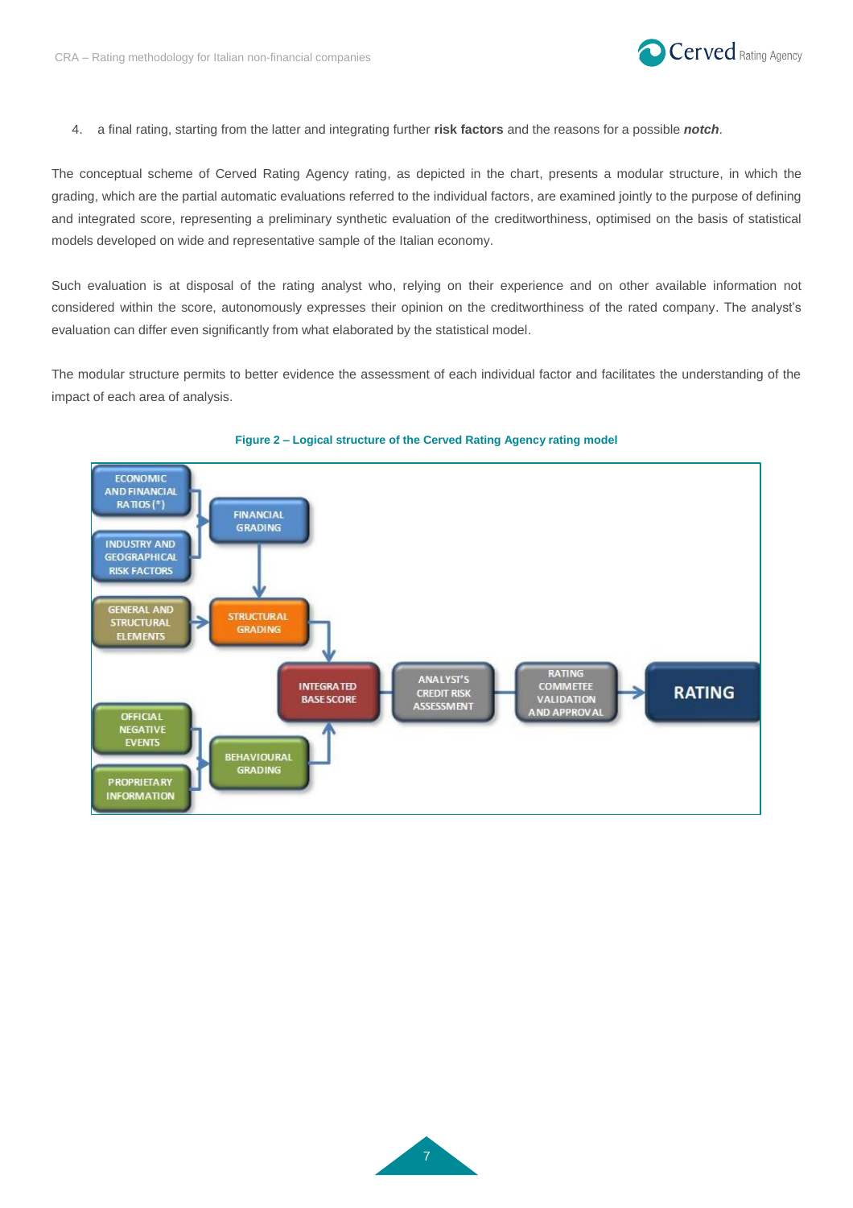4. a final rating, starting from the latter and integrating further **risk factors** and the reasons for a possible ***notch***.

The conceptual scheme of Cerved Rating Agency rating, as depicted in the chart, presents a modular structure, in which the grading, which are the partial automatic evaluations referred to the individual factors, are examined jointly to the purpose of defining and integrated score, representing a preliminary synthetic evaluation of the creditworthiness, optimised on the basis of statistical models developed on wide and representative sample of the Italian economy.

Such evaluation is at disposal of the rating analyst who, relying on their experience and on other available information not considered within the score, autonomously expresses their opinion on the creditworthiness of the rated company. The analyst's evaluation can differ even significantly from what elaborated by the statistical model.

The modular structure permits to better evidence the assessment of each individual factor and facilitates the understanding of the impact of each area of analysis.

**Figure 2 – Logical structure of the Cerved Rating Agency rating model**

ECONOMIC AND FINANCIAL RATIOS (*)

INDUSTRY AND GEOGRAPHICAL RISK FACTORS

FINANCIAL GRADING

GENERAL AND STRUCTURAL ELEMENTS

STRUCTURAL GRADING

INTEGRATED BASE SCORE

ANALYST'S CREDIT RISK ASSESSMENT

RATING COMMETEE VALIDATION AND APPROVAL

RATING

OFFICIAL NEGATIVE EVENTS

PROPRIETARY INFORMATION

BEHAVIOURAL GRADING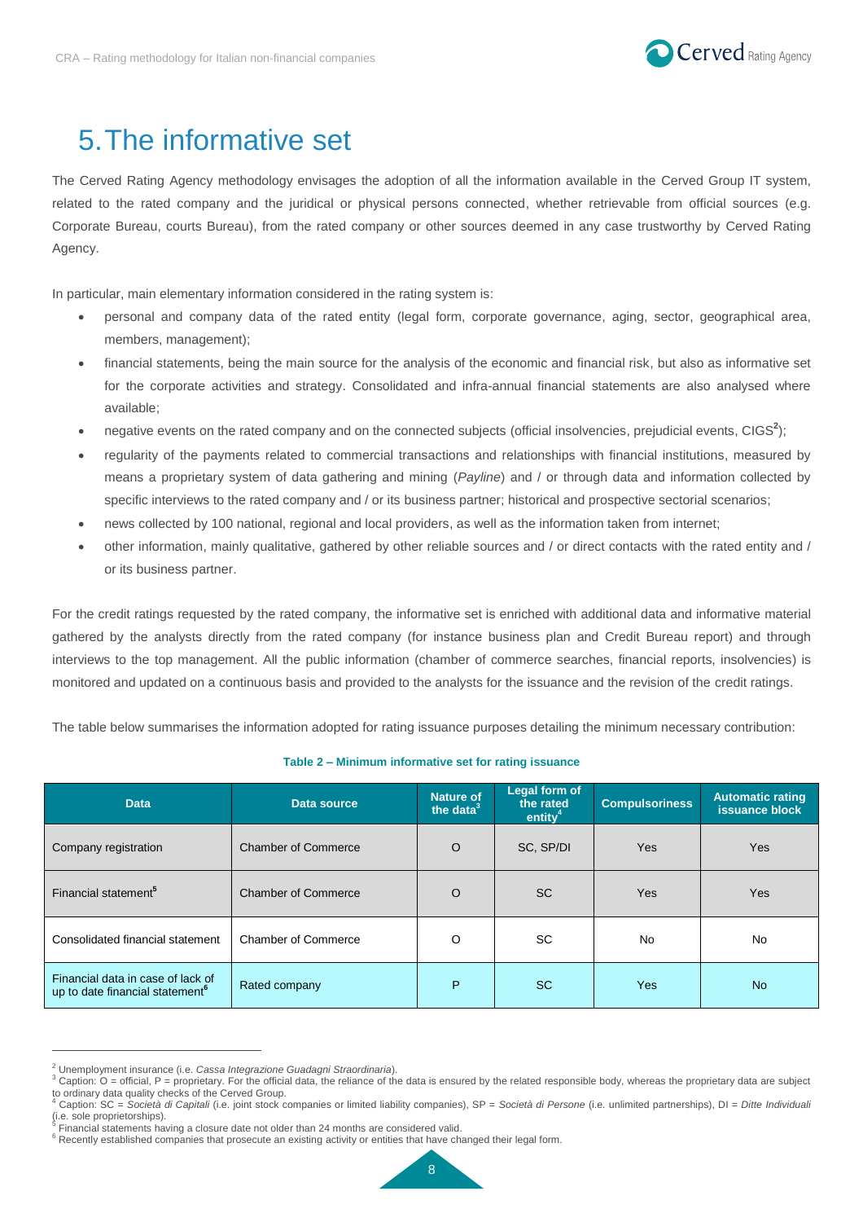# 5. The informative set

The Cerved Rating Agency methodology envisages the adoption of all the information available in the Cerved Group IT system, related to the rated company and the juridical or physical persons connected, whether retrievable from official sources (e.g. Corporate Bureau, courts Bureau), from the rated company or other sources deemed in any case trustworthy by Cerved Rating Agency.

In particular, main elementary information considered in the rating system is:

- personal and company data of the rated entity (legal form, corporate governance, aging, sector, geographical area, members, management);
- financial statements, being the main source for the analysis of the economic and financial risk, but also as informative set for the corporate activities and strategy. Consolidated and infra-annual financial statements are also analysed where available;
- negative events on the rated company and on the connected subjects (official insolvencies, prejudicial events, CIGS[2]);
- regularity of the payments related to commercial transactions and relationships with financial institutions, measured by means a proprietary system of data gathering and mining (*Payline*) and / or through data and information collected by specific interviews to the rated company and / or its business partner; historical and prospective sectorial scenarios;
- news collected by 100 national, regional and local providers, as well as the information taken from internet;
- other information, mainly qualitative, gathered by other reliable sources and / or direct contacts with the rated entity and / or its business partner.

For the credit ratings requested by the rated company, the informative set is enriched with additional data and informative material gathered by the analysts directly from the rated company (for instance business plan and Credit Bureau report) and through interviews to the top management. All the public information (chamber of commerce searches, financial reports, insolvencies) is monitored and updated on a continuous basis and provided to the analysts for the issuance and the revision of the credit ratings.

The table below summarises the information adopted for rating issuance purposes detailing the minimum necessary contribution:

**Table 2 – Minimum informative set for rating issuance**

| Data | Data source | Nature of the data[3] | Legal form of the rated entity[4] | Compulsoriness | Automatic rating issuance block |
|---|---|---|---|---|---|
| Company registration | Chamber of Commerce | O | SC, SP/DI | Yes | Yes |
| Financial statement[5] | Chamber of Commerce | O | SC | Yes | Yes |
| Consolidated financial statement | Chamber of Commerce | O | SC | No | No |
| Financial data in case of lack of up to date financial statement[6] | Rated company | P | SC | Yes | No |

[2] Unemployment insurance (i.e. *Cassa Integrazione Guadagni Straordinaria*).

[3] Caption: O = official, P = proprietary. For the official data, the reliance of the data is ensured by the related responsible body, whereas the proprietary data are subject to ordinary data quality checks of the Cerved Group.

[4] Caption: SC = *Società di Capitali* (i.e. joint stock companies or limited liability companies), SP = *Società di Persone* (i.e. unlimited partnerships), DI = *Ditte Individuali* (i.e. sole proprietorships).

[5] Financial statements having a closure date not older than 24 months are considered valid.

[6] Recently established companies that prosecute an existing activity or entities that have changed their legal form.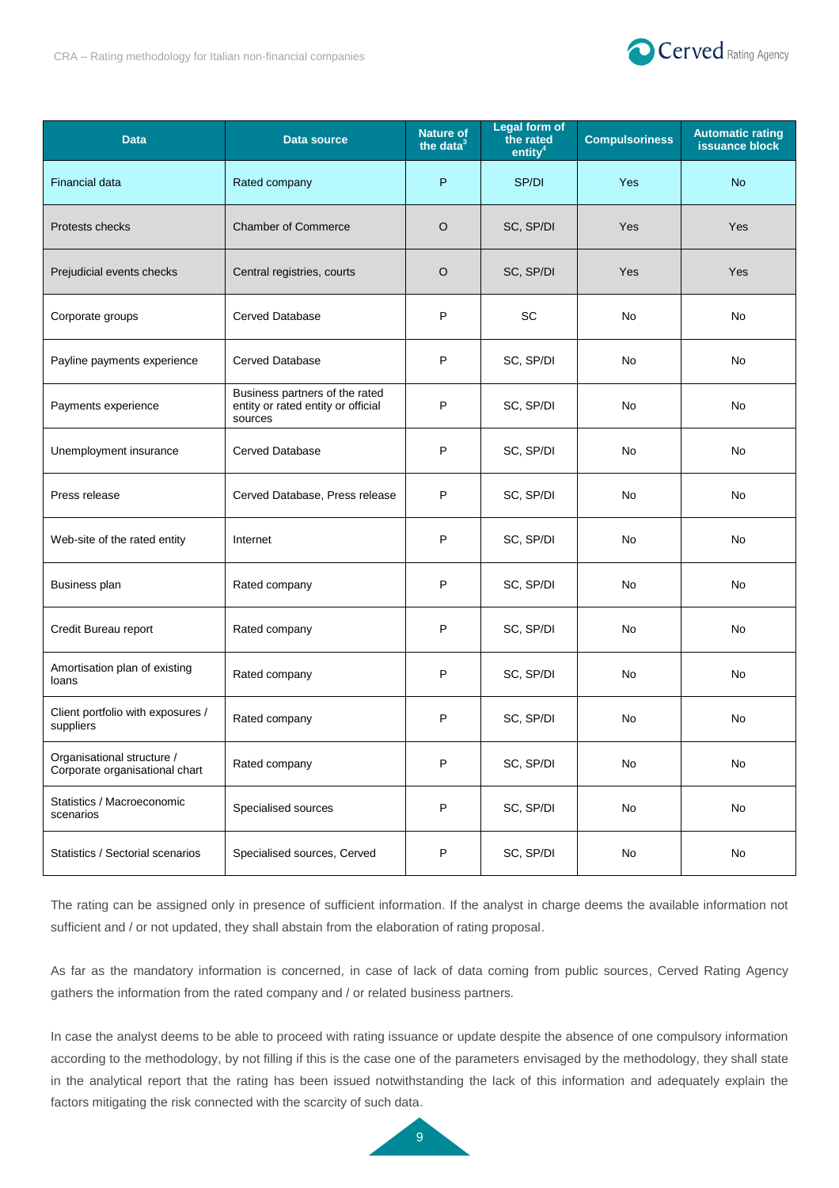| Data | Data source | Nature of the data[3] | Legal form of the rated entity[4] | Compulsoriness | Automatic rating issuance block |
|---|---|---|---|---|---|
| Financial data | Rated company | P | SP/DI | Yes | No |
| Protests checks | Chamber of Commerce | O | SC, SP/DI | Yes | Yes |
| Prejudicial events checks | Central registries, courts | O | SC, SP/DI | Yes | Yes |
| Corporate groups | Cerved Database | P | SC | No | No |
| Payline payments experience | Cerved Database | P | SC, SP/DI | No | No |
| Payments experience | Business partners of the rated entity or rated entity or official sources | P | SC, SP/DI | No | No |
| Unemployment insurance | Cerved Database | P | SC, SP/DI | No | No |
| Press release | Cerved Database, Press release | P | SC, SP/DI | No | No |
| Web-site of the rated entity | Internet | P | SC, SP/DI | No | No |
| Business plan | Rated company | P | SC, SP/DI | No | No |
| Credit Bureau report | Rated company | P | SC, SP/DI | No | No |
| Amortisation plan of existing loans | Rated company | P | SC, SP/DI | No | No |
| Client portfolio with exposures / suppliers | Rated company | P | SC, SP/DI | No | No |
| Organisational structure / Corporate organisational chart | Rated company | P | SC, SP/DI | No | No |
| Statistics / Macroeconomic scenarios | Specialised sources | P | SC, SP/DI | No | No |
| Statistics / Sectorial scenarios | Specialised sources, Cerved | P | SC, SP/DI | No | No |

The rating can be assigned only in presence of sufficient information. If the analyst in charge deems the available information not sufficient and / or not updated, they shall abstain from the elaboration of rating proposal.

As far as the mandatory information is concerned, in case of lack of data coming from public sources, Cerved Rating Agency gathers the information from the rated company and / or related business partners.

In case the analyst deems to be able to proceed with rating issuance or update despite the absence of one compulsory information according to the methodology, by not filling if this is the case one of the parameters envisaged by the methodology, they shall state in the analytical report that the rating has been issued notwithstanding the lack of this information and adequately explain the factors mitigating the risk connected with the scarcity of such data.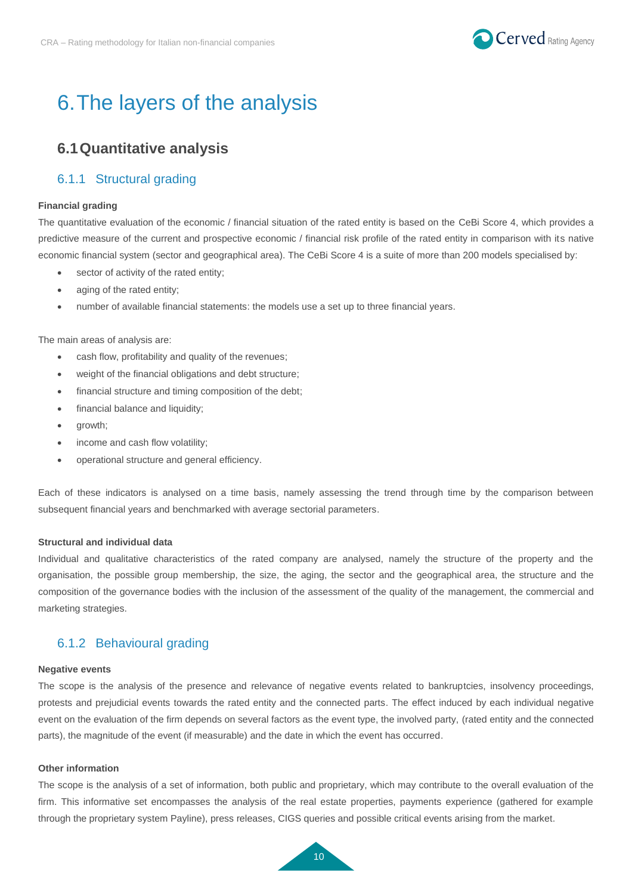# 6. The layers of the analysis

## 6.1 Quantitative analysis

### 6.1.1 Structural grading

**Financial grading**

The quantitative evaluation of the economic / financial situation of the rated entity is based on the CeBi Score 4, which provides a predictive measure of the current and prospective economic / financial risk profile of the rated entity in comparison with its native economic financial system (sector and geographical area). The CeBi Score 4 is a suite of more than 200 models specialised by:

- sector of activity of the rated entity;
- aging of the rated entity;
- number of available financial statements: the models use a set up to three financial years.

The main areas of analysis are:

- cash flow, profitability and quality of the revenues;
- weight of the financial obligations and debt structure;
- financial structure and timing composition of the debt;
- financial balance and liquidity;
- growth;
- income and cash flow volatility;
- operational structure and general efficiency.

Each of these indicators is analysed on a time basis, namely assessing the trend through time by the comparison between subsequent financial years and benchmarked with average sectorial parameters.

**Structural and individual data**

Individual and qualitative characteristics of the rated company are analysed, namely the structure of the property and the organisation, the possible group membership, the size, the aging, the sector and the geographical area, the structure and the composition of the governance bodies with the inclusion of the assessment of the quality of the management, the commercial and marketing strategies.

### 6.1.2 Behavioural grading

**Negative events**

The scope is the analysis of the presence and relevance of negative events related to bankruptcies, insolvency proceedings, protests and prejudicial events towards the rated entity and the connected parts. The effect induced by each individual negative event on the evaluation of the firm depends on several factors as the event type, the involved party, (rated entity and the connected parts), the magnitude of the event (if measurable) and the date in which the event has occurred.

**Other information**

The scope is the analysis of a set of information, both public and proprietary, which may contribute to the overall evaluation of the firm. This informative set encompasses the analysis of the real estate properties, payments experience (gathered for example through the proprietary system Payline), press releases, CIGS queries and possible critical events arising from the market.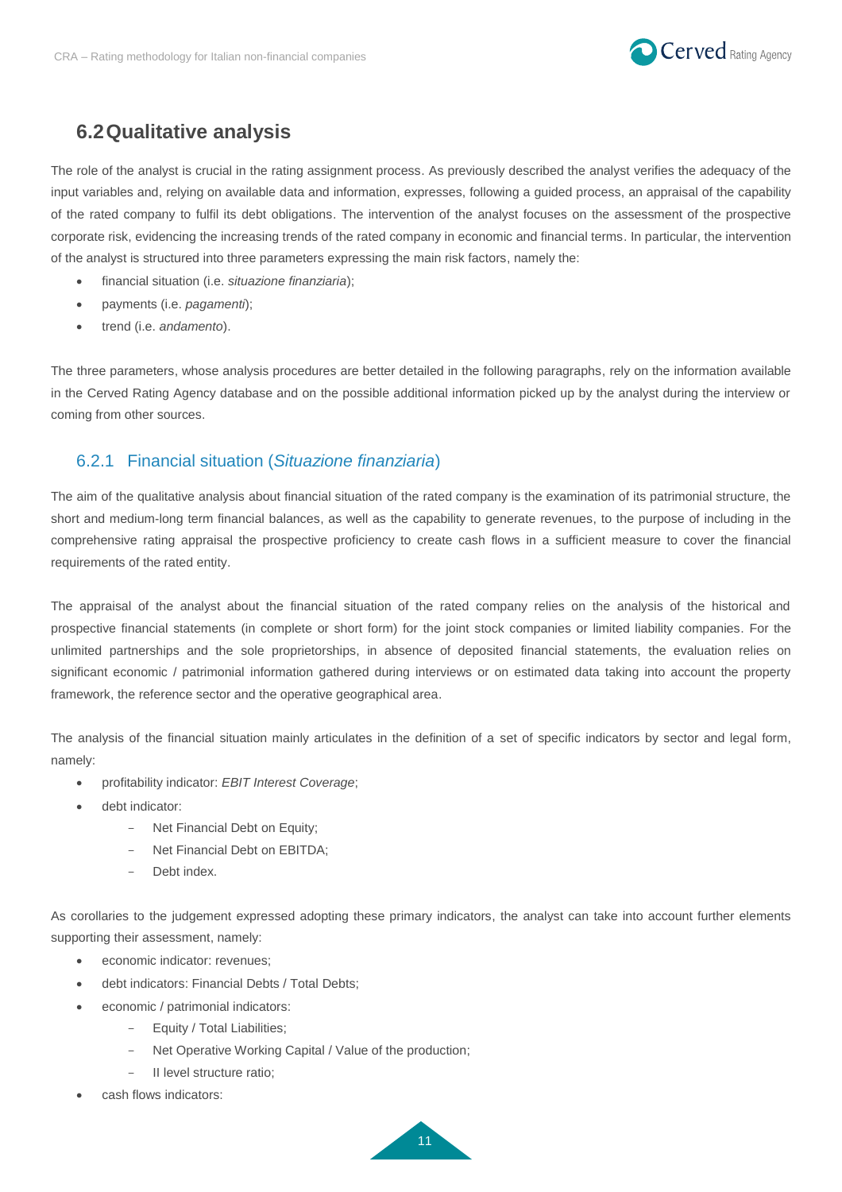## 6.2 Qualitative analysis

The role of the analyst is crucial in the rating assignment process. As previously described the analyst verifies the adequacy of the input variables and, relying on available data and information, expresses, following a guided process, an appraisal of the capability of the rated company to fulfil its debt obligations. The intervention of the analyst focuses on the assessment of the prospective corporate risk, evidencing the increasing trends of the rated company in economic and financial terms. In particular, the intervention of the analyst is structured into three parameters expressing the main risk factors, namely the:

- financial situation (i.e. *situazione finanziaria*);
- payments (i.e. *pagamenti*);
- trend (i.e. *andamento*).

The three parameters, whose analysis procedures are better detailed in the following paragraphs, rely on the information available in the Cerved Rating Agency database and on the possible additional information picked up by the analyst during the interview or coming from other sources.

### 6.2.1 Financial situation (*Situazione finanziaria*)

The aim of the qualitative analysis about financial situation of the rated company is the examination of its patrimonial structure, the short and medium-long term financial balances, as well as the capability to generate revenues, to the purpose of including in the comprehensive rating appraisal the prospective proficiency to create cash flows in a sufficient measure to cover the financial requirements of the rated entity.

The appraisal of the analyst about the financial situation of the rated company relies on the analysis of the historical and prospective financial statements (in complete or short form) for the joint stock companies or limited liability companies. For the unlimited partnerships and the sole proprietorships, in absence of deposited financial statements, the evaluation relies on significant economic / patrimonial information gathered during interviews or on estimated data taking into account the property framework, the reference sector and the operative geographical area.

The analysis of the financial situation mainly articulates in the definition of a set of specific indicators by sector and legal form, namely:

- profitability indicator: *EBIT Interest Coverage*;
- debt indicator:
  - Net Financial Debt on Equity;
  - Net Financial Debt on EBITDA;
  - Debt index.

As corollaries to the judgement expressed adopting these primary indicators, the analyst can take into account further elements supporting their assessment, namely:

- economic indicator: revenues;
- debt indicators: Financial Debts / Total Debts;
- economic / patrimonial indicators:
  - Equity / Total Liabilities;
  - Net Operative Working Capital / Value of the production;
  - II level structure ratio;
- cash flows indicators: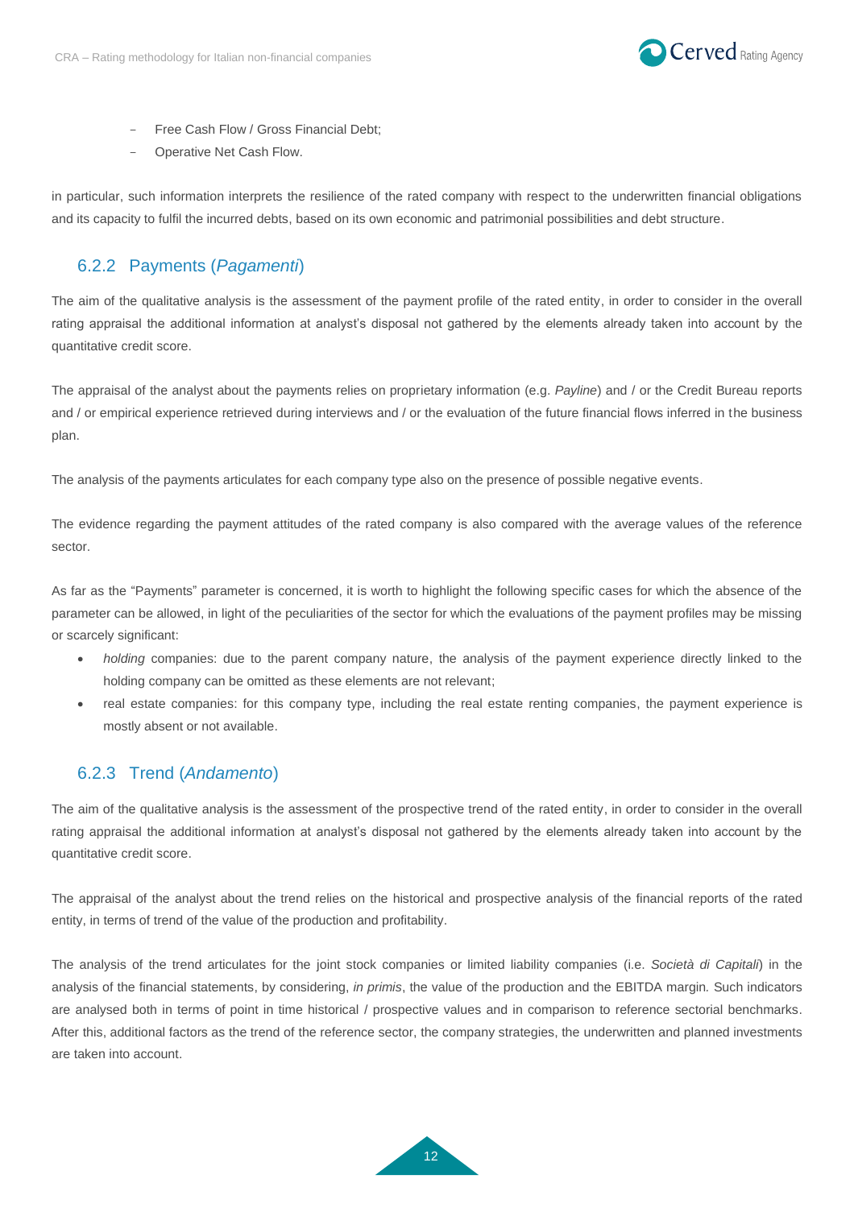- Free Cash Flow / Gross Financial Debt;
- Operative Net Cash Flow.

in particular, such information interprets the resilience of the rated company with respect to the underwritten financial obligations and its capacity to fulfil the incurred debts, based on its own economic and patrimonial possibilities and debt structure.

### 6.2.2 Payments (*Pagamenti*)

The aim of the qualitative analysis is the assessment of the payment profile of the rated entity, in order to consider in the overall rating appraisal the additional information at analyst's disposal not gathered by the elements already taken into account by the quantitative credit score.

The appraisal of the analyst about the payments relies on proprietary information (e.g. *Payline*) and / or the Credit Bureau reports and / or empirical experience retrieved during interviews and / or the evaluation of the future financial flows inferred in the business plan.

The analysis of the payments articulates for each company type also on the presence of possible negative events.

The evidence regarding the payment attitudes of the rated company is also compared with the average values of the reference sector.

As far as the "Payments" parameter is concerned, it is worth to highlight the following specific cases for which the absence of the parameter can be allowed, in light of the peculiarities of the sector for which the evaluations of the payment profiles may be missing or scarcely significant:

- *holding* companies: due to the parent company nature, the analysis of the payment experience directly linked to the holding company can be omitted as these elements are not relevant;
- real estate companies: for this company type, including the real estate renting companies, the payment experience is mostly absent or not available.

### 6.2.3 Trend (*Andamento*)

The aim of the qualitative analysis is the assessment of the prospective trend of the rated entity, in order to consider in the overall rating appraisal the additional information at analyst's disposal not gathered by the elements already taken into account by the quantitative credit score.

The appraisal of the analyst about the trend relies on the historical and prospective analysis of the financial reports of the rated entity, in terms of trend of the value of the production and profitability.

The analysis of the trend articulates for the joint stock companies or limited liability companies (i.e. *Società di Capitali*) in the analysis of the financial statements, by considering, *in primis*, the value of the production and the EBITDA margin. Such indicators are analysed both in terms of point in time historical / prospective values and in comparison to reference sectorial benchmarks. After this, additional factors as the trend of the reference sector, the company strategies, the underwritten and planned investments are taken into account.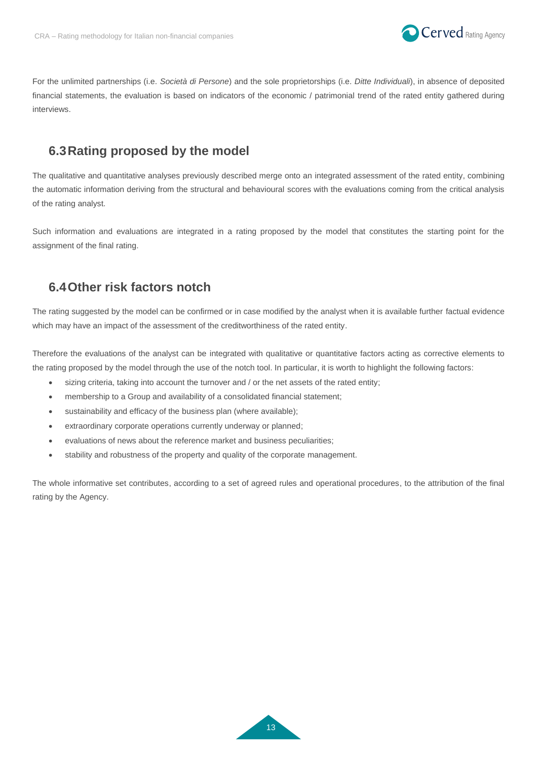For the unlimited partnerships (i.e. *Società di Persone*) and the sole proprietorships (i.e. *Ditte Individuali*), in absence of deposited financial statements, the evaluation is based on indicators of the economic / patrimonial trend of the rated entity gathered during interviews.

## 6.3 Rating proposed by the model

The qualitative and quantitative analyses previously described merge onto an integrated assessment of the rated entity, combining the automatic information deriving from the structural and behavioural scores with the evaluations coming from the critical analysis of the rating analyst.

Such information and evaluations are integrated in a rating proposed by the model that constitutes the starting point for the assignment of the final rating.

## 6.4 Other risk factors notch

The rating suggested by the model can be confirmed or in case modified by the analyst when it is available further factual evidence which may have an impact of the assessment of the creditworthiness of the rated entity.

Therefore the evaluations of the analyst can be integrated with qualitative or quantitative factors acting as corrective elements to the rating proposed by the model through the use of the notch tool. In particular, it is worth to highlight the following factors:

- sizing criteria, taking into account the turnover and / or the net assets of the rated entity;
- membership to a Group and availability of a consolidated financial statement;
- sustainability and efficacy of the business plan (where available);
- extraordinary corporate operations currently underway or planned;
- evaluations of news about the reference market and business peculiarities;
- stability and robustness of the property and quality of the corporate management.

The whole informative set contributes, according to a set of agreed rules and operational procedures, to the attribution of the final rating by the Agency.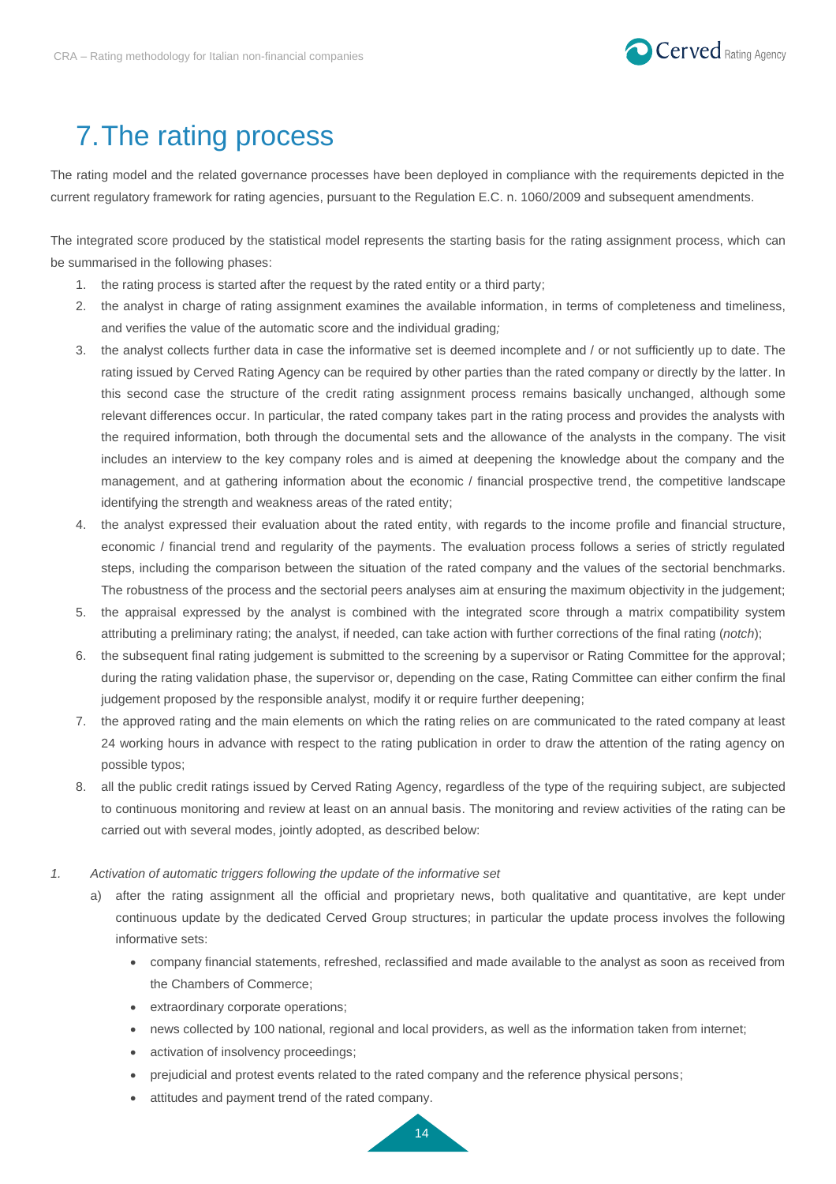# 7. The rating process

The rating model and the related governance processes have been deployed in compliance with the requirements depicted in the current regulatory framework for rating agencies, pursuant to the Regulation E.C. n. 1060/2009 and subsequent amendments.

The integrated score produced by the statistical model represents the starting basis for the rating assignment process, which can be summarised in the following phases:

1. the rating process is started after the request by the rated entity or a third party;
2. the analyst in charge of rating assignment examines the available information, in terms of completeness and timeliness, and verifies the value of the automatic score and the individual grading*;*
3. the analyst collects further data in case the informative set is deemed incomplete and / or not sufficiently up to date. The rating issued by Cerved Rating Agency can be required by other parties than the rated company or directly by the latter. In this second case the structure of the credit rating assignment process remains basically unchanged, although some relevant differences occur. In particular, the rated company takes part in the rating process and provides the analysts with the required information, both through the documental sets and the allowance of the analysts in the company. The visit includes an interview to the key company roles and is aimed at deepening the knowledge about the company and the management, and at gathering information about the economic / financial prospective trend, the competitive landscape identifying the strength and weakness areas of the rated entity;
4. the analyst expressed their evaluation about the rated entity, with regards to the income profile and financial structure, economic / financial trend and regularity of the payments. The evaluation process follows a series of strictly regulated steps, including the comparison between the situation of the rated company and the values of the sectorial benchmarks. The robustness of the process and the sectorial peers analyses aim at ensuring the maximum objectivity in the judgement;
5. the appraisal expressed by the analyst is combined with the integrated score through a matrix compatibility system attributing a preliminary rating; the analyst, if needed, can take action with further corrections of the final rating (*notch*);
6. the subsequent final rating judgement is submitted to the screening by a supervisor or Rating Committee for the approval; during the rating validation phase, the supervisor or, depending on the case, Rating Committee can either confirm the final judgement proposed by the responsible analyst, modify it or require further deepening;
7. the approved rating and the main elements on which the rating relies on are communicated to the rated company at least 24 working hours in advance with respect to the rating publication in order to draw the attention of the rating agency on possible typos;
8. all the public credit ratings issued by Cerved Rating Agency, regardless of the type of the requiring subject, are subjected to continuous monitoring and review at least on an annual basis. The monitoring and review activities of the rating can be carried out with several modes, jointly adopted, as described below:

*1. Activation of automatic triggers following the update of the informative set*

a) after the rating assignment all the official and proprietary news, both qualitative and quantitative, are kept under continuous update by the dedicated Cerved Group structures; in particular the update process involves the following informative sets:

- company financial statements, refreshed, reclassified and made available to the analyst as soon as received from the Chambers of Commerce;
- extraordinary corporate operations;
- news collected by 100 national, regional and local providers, as well as the information taken from internet;
- activation of insolvency proceedings;
- prejudicial and protest events related to the rated company and the reference physical persons;
- attitudes and payment trend of the rated company.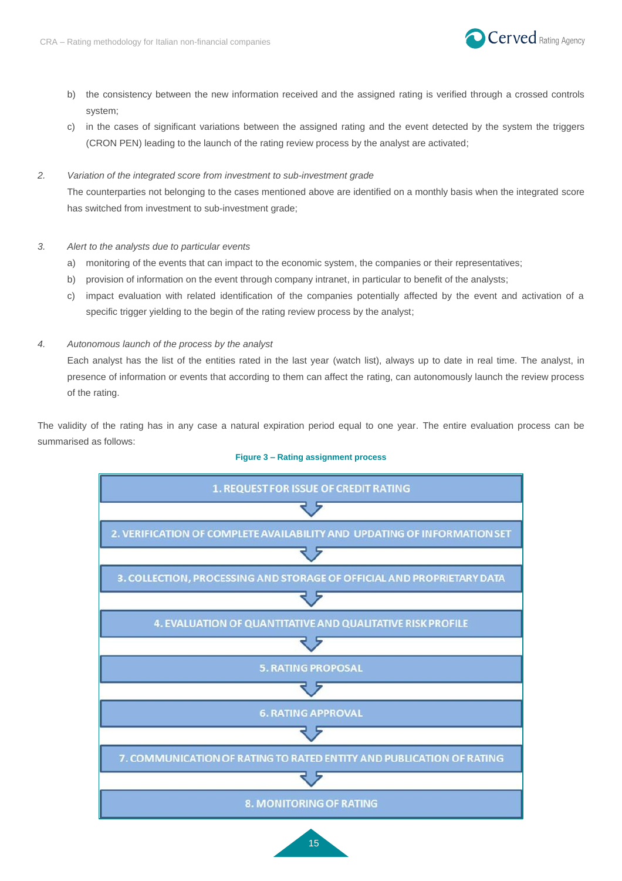b) the consistency between the new information received and the assigned rating is verified through a crossed controls system;

c) in the cases of significant variations between the assigned rating and the event detected by the system the triggers (CRON PEN) leading to the launch of the rating review process by the analyst are activated;

2. *Variation of the integrated score from investment to sub-investment grade*

   The counterparties not belonging to the cases mentioned above are identified on a monthly basis when the integrated score has switched from investment to sub-investment grade;

3. *Alert to the analysts due to particular events*

   a) monitoring of the events that can impact to the economic system, the companies or their representatives;

   b) provision of information on the event through company intranet, in particular to benefit of the analysts;

   c) impact evaluation with related identification of the companies potentially affected by the event and activation of a specific trigger yielding to the begin of the rating review process by the analyst;

4. *Autonomous launch of the process by the analyst*

   Each analyst has the list of the entities rated in the last year (watch list), always up to date in real time. The analyst, in presence of information or events that according to them can affect the rating, can autonomously launch the review process of the rating.

The validity of the rating has in any case a natural expiration period equal to one year. The entire evaluation process can be summarised as follows:

**Figure 3 – Rating assignment process**

1. REQUEST FOR ISSUE OF CREDIT RATING
2. VERIFICATION OF COMPLETE AVAILABILITY AND UPDATING OF INFORMATION SET
3. COLLECTION, PROCESSING AND STORAGE OF OFFICIAL AND PROPRIETARY DATA
4. EVALUATION OF QUANTITATIVE AND QUALITATIVE RISK PROFILE
5. RATING PROPOSAL
6. RATING APPROVAL
7. COMMUNICATION OF RATING TO RATED ENTITY AND PUBLICATION OF RATING
8. MONITORING OF RATING